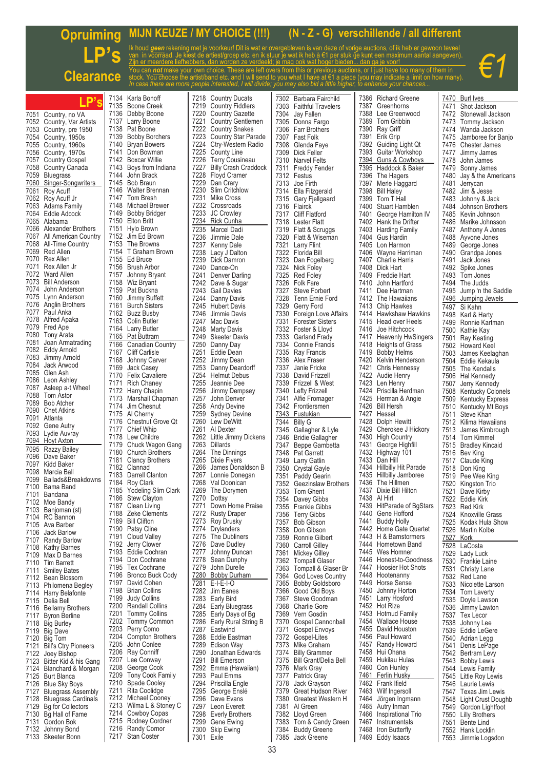# Opruiming LP's Clearance

## MIJN KEUZE / MY CHOICE (!!!) (N - Z - G) verschillende / all different

Ik houd ***geen*** rekening met je voorkeur! Dit is wat er overgebleven is van deze of vorige auctions, of ik heb er gewoon teveel van in voorraad. Je kiest de artiest/groep etc. en ik stuur je wat ik heb à €1 per stuk (je kunt een maximum aantal aangeven). Zijn er meerdere liefhebbers, dan worden ze verdeeld; je mag ook wat hoger bieden... dan ga je voor!

You can ***not*** make your own choice. These are left overs from this or previous auctions, or I just have too many of them in stock. You choose the artist/band etc. and I will send to you what I have at €1 a piece (you may indicate a limit on how many). *In case there are more people interested, I will divide; you may also bid a little higher, to enhance your chances...*

**€1**

### LP's

7051 Country, no VA
7052 Country, Var Artists
7053 Country, pre 1950
7054 Country, 1950s
7055 Country, 1960s
7056 Country, 1970s
7057 Country Gospel
7058 Country Canada
7059 Bluegrass
7060 Singer-Songwriters
7061 Roy Acuff
7062 Roy Acuff Jr
7063 Adams Family
7064 Eddie Adcock
7065 Alabama
7066 Alexander Brothers
7067 All American Country
7068 All-Time Country
7069 Red Allen
7070 Rex Allen
7071 Rex Allen Jr
7072 Ward Allen
7073 Bill Anderson
7074 John Anderson
7075 Lynn Anderson
7076 Anglin Brothers
7077 Paul Anka
7078 Alfred Apaka
7079 Fred Ape
7080 Tony Arata
7081 Joan Armatrading
7082 Eddy Arnold
7083 Jimmy Arnold
7084 Jack Arwood
7085 Glen Ash
7086 Leon Ashley
7087 Asleep a-t Wheel
7088 Tom Astor
7089 Bob Atcher
7090 Chet Atkins
7091 Atlanta
7092 Gene Autry
7093 Lydie Auvray
7094 Hoyt Axton
7095 Razzy Bailey
7096 Dave Baker
7097 Kidd Baker
7098 Marcia Ball
7099 Ballads&Breakdowns
7100 Bama Band
7101 Bandana
7102 Moe Bandy
7103 Banjoman (st)
7104 RC Bannon
7105 Ava Barber
7106 Jack Barlow
7107 Randy Barlow
7108 Kathy Barnes
7109 Max D Barnes
7110 Tim Barrett
7111 Smiley Bates
7112 Bean Blossom
7113 Philomena Begley
7114 Harry Belafonte
7115 Delia Bell
7116 Bellamy Brothers
7117 Byron Berline
7118 Big Burley
7119 Big Dave
7120 Big Tom
7121 Bill's Ctry Pioneers
7122 Joey Bishop
7123 Bitter Kid & his Gang
7124 Blanchard & Morgan
7125 Burt Blanca
7126 Blue Sky Boys
7127 Bluegrass Assembly
7128 Bluegrass Cardinals
7129 Bg for Collectors
7130 Bg Hall of Fame
7131 Gordon Bok
7132 Johnny Bond
7133 Skeeter Bonn
7134 Karla Bonoff
7135 Boone Creek
7136 Debby Boone
7137 Larry Boone
7138 Pat Boone
7139 Bobby Borchers
7140 Bryan Bowers
7141 Don Bowman
7142 Boxcar Willie
7143 Boys from Indiana
7144 John Brack
7145 Bob Braun
7146 Walter Brennan
7147 Tom Bresh
7148 Michael Brewer
7149 Bobby Bridger
7150 Elton Britt
7151 Hylo Brown
7152 Jim Ed Brown
7153 The Browns
7154 T Graham Brown
7155 Ed Bruce
7156 Brush Arbor
7157 Johnny Bryant
7158 Wiz Bryant
7159 Pat Buckna
7160 Jimmy Buffett
7161 Burch Sisters
7162 Buzz Busby
7163 Colin Butler
7164 Larry Butler
7165 Pat Buttram
7166 Canadian Country
7167 Cliff Carlisle
7168 Johnny Carver
7169 Jack Casey
7170 Felix Cavaliere
7171 Rich Chaney
7172 Harry Chapin
7173 Marshall Chapman
7174 Jim Chesnut
7175 Al Cherny
7176 Chestnut Grove Qt
7177 Chief Whip
7178 Lew Childre
7179 Chuck Wagon Gang
7180 Church Brothers
7181 Clancy Brothers
7182 Clannad
7183 Darrell Clanton
7184 Roy Clark
7185 Yodeling Slim Clark
7186 Stew Clayton
7187 Clean Living
7188 Zeke Clements
7189 Bill Clifton
7190 Patsy Cline
7191 Cloud Valley
7192 Jerry Clower
7193 Eddie Cochran
7194 Don Cochrane
7195 Tex Cochrane
7196 Bronco Buck Cody
7197 David Cohen
7198 Brian Collins
7199 Judy Collins
7200 Randall Collins
7201 Tommy Collins
7202 Tommy Common
7203 Perry Como
7204 Compton Brothers
7205 John Conlee
7206 Ray Conniff
7207 Lee Conway
7208 George Cook
7209 Tony Cook Family
7210 Spade Cooley
7211 Rita Coolidge
7212 Michael Cooney
7213 Wilma L & Stoney C
7214 Cowboy Copas
7215 Rodney Cordner
7216 Randy Cornor
7217 Stan Coster
7218 Country Ducats
7219 Country Fiddlers
7220 Country Gazette
7221 Country Gentlemen
7222 Country Snakes
7223 Country Star Parade
7224 Ctry-Western Radio
7225 County Line
7226 Terry Cousineau
7227 Billy Crash Craddock
7228 Floyd Cramer
7229 Dan Crary
7230 Slim Critchlow
7231 Mike Cross
7232 Crossroads
7233 JC Crowley
7234 Rick Cunha
7235 Marcel Dadi
7236 Jimmie Dale
7237 Kenny Dale
7238 Lacy J Dalton
7239 Dick Damron
7240 Dance-On
7241 Denver Darling
7242 Dave & Sugar
7243 Gail Davies
7244 Danny Davis
7245 Hubert Davis
7246 Jimmie Davis
7247 Mac Davis
7248 Marty Davis
7249 Skeeter Davis
7250 Danny Day
7251 Eddie Dean
7252 Jimmy Dean
7253 Danny Deardorff
7254 Helmut Debus
7255 Jeannie Dee
7256 Jimmy Dempsey
7257 John Denver
7258 Andy Devine
7259 Sydney Devine
7260 Lew DeWitt
7261 Al Dexter
7262 Little Jimmy Dickens
7263 Dillards
7264 The Dinnings
7265 Dixie Flyers
7266 James Donaldson B
7267 Lonnie Donegan
7268 Val Doonican
7269 The Dorymen
7270 Dottsy
7271 Down Home Praise
7272 Rusty Draper
7273 Roy Drusky
7274 Drylanders
7275 The Dubliners
7276 Dave Dudley
7277 Johnny Duncan
7278 Sean Dunphy
7279 John Durelle
7280 Bobby Durham
7281 E-I-E-I-O
7282 Jim Eanes
7283 Early Bird
7284 Early Bluegrass
7285 Early Days of Bg
7286 Early Rural String B
7287 Eastwind
7288 Eddie Eastman
7289 Edison Way
7290 Jonathan Edwards
7291 Bill Emerson
7292 Emma (Hawaiian)
7293 Paul Emms
7294 Priscilla Engle
7295 George Enslé
7296 Dave Evans
7297 Leon Everett
7298 Everly Brothers
7299 Gene Ewing
7300 Skip Ewing
7301 Exile
7302 Barbara Fairchild
7303 Faithful Travelers
7304 Jay Fallen
7305 Donna Fargo
7306 Farr Brothers
7307 Fast Folk
7308 Glenda Faye
7309 Dick Feller
7310 Narvel Felts
7311 Freddy Fender
7312 Festus
7313 Joe Firth
7314 Ella Fitzgerald
7315 Gary Fjellgaard
7316 Flairck
7317 Cliff Flatford
7318 Lester Flatt
7319 Flatt & Scruggs
7320 Flatt & Wiseman
7321 Larry Flint
7322 Florida Bill
7323 Dan Fogelberg
7324 Nick Foley
7325 Red Foley
7326 Folk Fare
7327 Steve Forbert
7328 Tenn Ernie Ford
7329 Gerry Ford
7330 Foreign Love Affairs
7331 Forester Sisters
7332 Foster & Lloyd
7333 Garland Frady
7334 Connie Francis
7335 Ray Francis
7336 Alex Fraser
7337 Janie Fricke
7338 David Frizzell
7339 Frizzell & West
7340 Lefty Frizzell
7341 Alfie Fromager
7342 Frontiersmen
7343 Fustukian
7344 Billy G
7345 Gallagher & Lyle
7346 Bridie Gallagher
7347 Beppe Gambetta
7348 Pat Garrett
7349 Larry Gatlin
7350 Crystal Gayle
7351 Paddy Gearin
7352 Geezinslaw Brothers
7353 Tom Ghent
7354 Davey Gibbs
7355 Frankie Gibbs
7356 Terry Gibbs
7357 Bob Gibson
7358 Don Gibson
7359 Ronnie Gilbert
7360 Carroll Gilley
7361 Mickey Gilley
7362 Tompall Glaser
7363 Tompall & Glaser Br
7364 God Loves Country
7365 Bobby Goldsboro
7366 Good Old Boys
7367 Steve Goodman
7368 Charlie Gore
7369 Vern Gosdin
7370 Gospel Cannonball
7371 Gospel Envoys
7372 Gospel-Lites
7373 Mike Graham
7374 Billy Grammer
7375 Bill Grant/Delia Bell
7376 Mark Gray
7377 Patrick Gray
7378 Jack Grayson
7379 Great Hudson River
7380 Greatest Western H
7381 Al Green
7382 Lloyd Green
7383 Tom & Candy Green
7384 Buddy Greene
7385 Jack Greene
7386 Richard Greene
7387 Greenhorns
7388 Lee Greenwood
7389 Tom Gribbin
7390 Ray Griff
7391 Erik Grip
7392 Guiding Light Qt
7393 Guitar Workshop
7394 Guns & Cowboys
7395 Haddock & Baker
7396 The Hagers
7397 Merle Haggard
7398 Bill Haley
7399 Tom T Hall
7400 Stuart Hamblen
7401 George Hamilton IV
7402 Hank the Drifter
7403 Harding Family
7404 Gus Hardin
7405 Lon Harmon
7406 Wayne Harriman
7407 Charlie Harris
7408 Dick Hart
7409 Freddie Hart
7410 John Hartford
7411 Dee Hartman
7412 The Hawaiians
7413 Chip Hawkes
7414 Hawkshaw Hawkins
7415 Head over Heels
7416 Joe Hitchcock
7417 Heavenly HwSingers
7418 Heights of Grass
7419 Bobby Helms
7420 Kelvin Henderson
7421 Chris Hennessy
7422 Audie Henry
7423 Len Henry
7424 Priscilla Herdman
7425 Herman & Angie
7426 Bill Hersh
7427 Hessel
7428 Dolph Hewitt
7429 Cherokee J Hickory
7430 High Country
7431 George Highfill
7432 Highway 101
7433 Dan Hill
7434 Hillbilly Hit Parade
7435 Hillbilly Jamboree
7436 The Hillmen
7437 Dixie Bill Hilton
7438 Al Hirt
7439 HitParade of BgStars
7440 Gene Hofford
7441 Buddy Holly
7442 Home Gate Quartet
7443 H & Barnstormers
7444 Hometown Band
7445 Wes Homner
7446 Honest-to-Goodness
7447 Hoosier Hot Shots
7448 Hootenanny
7449 Horse Sense
7450 Johnny Horton
7451 Larry Hosford
7452 Hot Rize
7453 Hotmud Family
7454 Wallace House
7455 David Houston
7456 Paul Howard
7457 Randy Howard
7458 Hui Ohana
7459 Hukilau Hulas
7460 Con Hunley
7461 Ferlin Husky
7462 Frank Ifield
7463 Wilf Ingersoll
7464 Jörgen Ingmann
7465 Autry Inman
7466 Inspirational Trio
7467 Instrumentals
7468 Iron Butterfly
7469 Eddy Isaacs
7470 Burl Ives
7471 Shot Jackson
7472 Stonewall Jackson
7473 Tommy Jackson
7474 Wanda Jackson
7475 Jamboree for Banjo
7476 Chester James
7477 Jimmy James
7478 John James
7479 Sonny James
7480 Jay & the Americans
7481 Jerrycan
7482 Jim & Jesse
7483 Johnny & Jack
7484 Johnson Brothers
7485 Kevin Johnson
7486 Marike Johnsson
7487 Anthony A Jones
7488 Ayvone Jones
7489 George Jones
7490 Grandpa Jones
7491 Jack Jones
7492 Spike Jones
7493 Tom Jones
7494 The Judds
7495 Jump 'n the Saddle
7496 Jumping Jewels
7497 Si Kahn
7498 Karl & Harty
7499 Ronnie Kartman
7500 Kathie Kay
7501 Ray Keating
7502 Howard Keel
7503 James Keelaghan
7504 Eddie Kekaula
7505 The Kendalls
7506 Hal Kennedy
7507 Jerry Kennedy
7508 Kentucky Colonels
7509 Kentucky Express
7510 Kentucky Mt Boys
7511 Steve Khan
7512 Kilima Hawaiians
7513 James Kimbrough
7514 Tom Kimmel
7515 Bradley Kincaid
7516 Bev King
7517 Claude King
7518 Don King
7519 Pee Wee King
7520 Kingston Trio
7521 Dave Kirby
7522 Eddie Kirk
7523 Red Kirk
7524 Knoxville Grass
7525 Kodak Hula Show
7526 Martin Kolbe
7527 Kork
7528 LaCosta
7529 Lady Luck
7530 Frankie Laine
7531 Christy Lane
7532 Red Lane
7533 Nicolette Larson
7534 Tom Laverty
7535 Doyle Lawson
7536 Jimmy Lawson
7537 Tex Lecor
7538 Johnny Lee
7539 Eddie LeGere
7540 Adrian Legg
7541 Denis LePage
7542 Bertram Levy
7543 Bobby Lewis
7544 Lewis Family
7545 Little Roy Lewis
7546 Laurie Lewis
7547 Texas Jim Lewis
7548 Light Crust Doughb
7549 Gordon Lightfoot
7550 Lilly Brothers
7551 Bente Lind
7552 Hank Locklin
7553 Jimmie Logsdon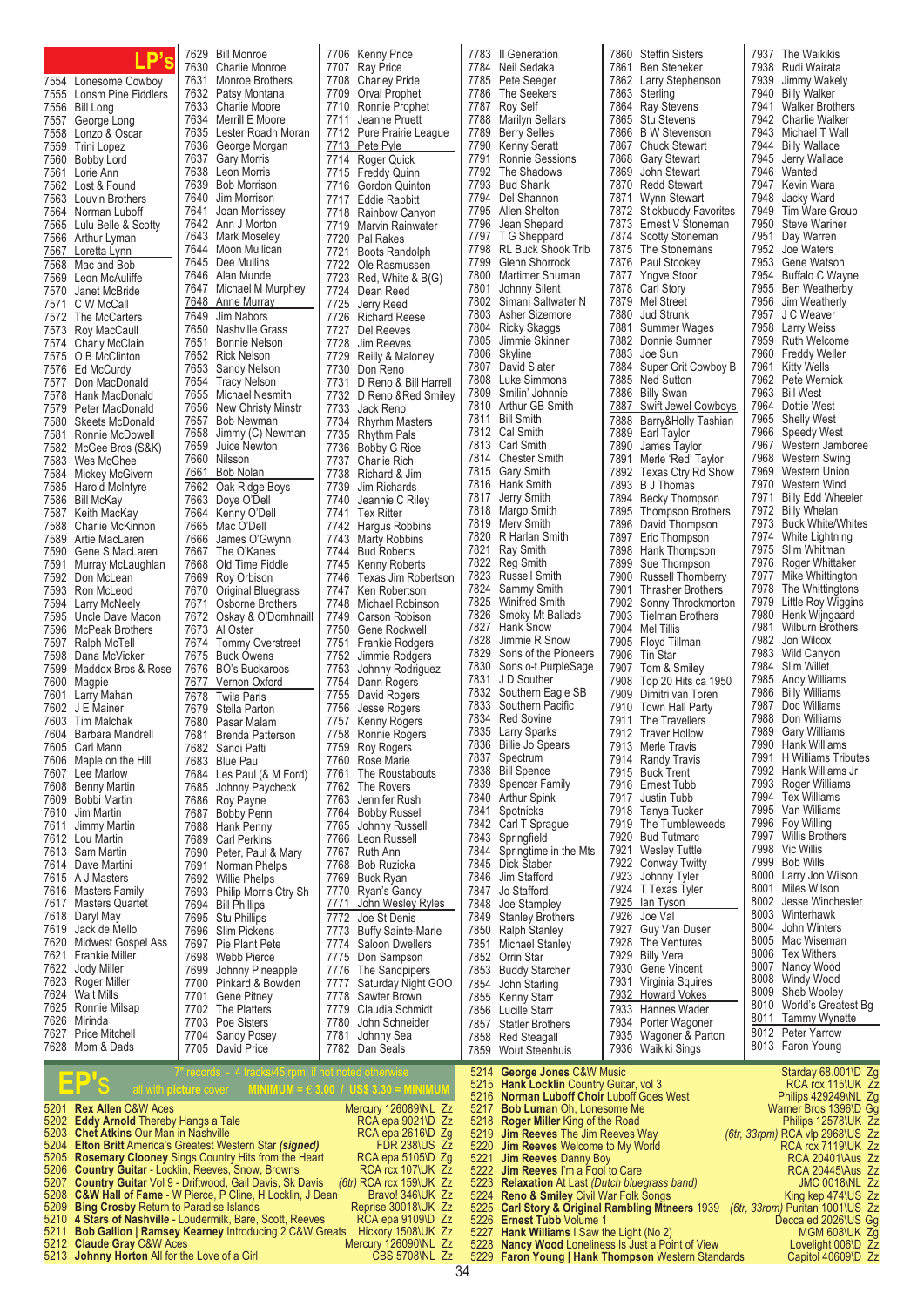# LP's

7554 Lonesome Cowboy
7555 Lonsm Pine Fiddlers
7556 Bill Long
7557 George Long
7558 Lonzo & Oscar
7559 Trini Lopez
7560 Bobby Lord
7561 Lorie Ann
7562 Lost & Found
7563 Louvin Brothers
7564 Norman Luboff
7565 Lulu Belle & Scotty
7566 Arthur Lyman
7567 Loretta Lynn
7568 Mac and Bob
7569 Leon McAuliffe
7570 Janet McBride
7571 C W McCall
7572 The McCarters
7573 Roy MacCaull
7574 Charly McClain
7575 O B McClinton
7576 Ed McCurdy
7577 Don MacDonald
7578 Hank MacDonald
7579 Peter MacDonald
7580 Skeets McDonald
7581 Ronnie McDowell
7582 McGee Bros (S&K)
7583 Wes McGhee
7584 Mickey McGivern
7585 Harold McIntyre
7586 Bill McKay
7587 Keith MacKay
7588 Charlie McKinnon
7589 Artie MacLaren
7590 Gene S MacLaren
7591 Murray McLaughlan
7592 Don McLean
7593 Ron McLeod
7594 Larry McNeely
7595 Uncle Dave Macon
7596 McPeak Brothers
7597 Ralph McTell
7598 Dana McVicker
7599 Maddox Bros & Rose
7600 Magpie
7601 Larry Mahan
7602 J E Mainer
7603 Tim Malchak
7604 Barbara Mandrell
7605 Carl Mann
7606 Maple on the Hill
7607 Lee Marlow
7608 Benny Martin
7609 Bobbi Martin
7610 Jim Martin
7611 Jimmy Martin
7612 Lou Martin
7613 Sam Martin
7614 Dave Martini
7615 A J Masters
7616 Masters Family
7617 Masters Quartet
7618 Daryl May
7619 Jacie de Mello
7620 Midwest Gospel Ass
7621 Frankie Miller
7622 Jody Miller
7623 Roger Miller
7624 Walt Mills
7625 Ronnie Milsap
7626 Mirinda
7627 Price Mitchell
7628 Mom & Dads
7629 Bill Monroe
7630 Charlie Monroe
7631 Monroe Brothers
7632 Patsy Montana
7633 Charlie Moore
7634 Merrill E Moore
7635 Lester Roadh Moran
7636 George Morgan
7637 Gary Morris
7638 Leon Morris
7639 Bob Morrison
7640 Jim Morrison
7641 Joan Morrissey
7642 Ann J Morton
7643 Mark Moseley
7644 Moon Mullican
7645 Dee Mullins
7646 Alan Munde
7647 Michael M Murphey
7648 Anne Murray
7649 Jim Nabors
7650 Nashville Grass
7651 Bonnie Nelson
7652 Rick Nelson
7653 Sandy Nelson
7654 Tracy Nelson
7655 Michael Nesmith
7656 New Christy Minstr
7657 Bob Newman
7658 Jimmy (C) Newman
7659 Juice Newton
7660 Nilsson
7661 Bob Nolan
7662 Oak Ridge Boys
7663 Doye O'Dell
7664 Kenny O'Dell
7665 Mac O'Dell
7666 James O'Gwynn
7667 The O'Kanes
7668 Old Time Fiddle
7669 Roy Orbison
7670 Original Bluegrass
7671 Osborne Brothers
7672 Oskay & O'Domhnaill
7673 Al Oster
7674 Tommy Overstreet
7675 Buck Owens
7676 BO's Buckaroos
7677 Vernon Oxford
7678 Twila Paris
7679 Stella Parton
7680 Pasar Malam
7681 Brenda Patterson
7682 Sandi Patti
7683 Blue Pearl
7684 Les Paul (& M Ford)
7685 Johnny Paycheck
7686 Roy Payne
7687 Bobby Penn
7688 Hank Penny
7689 Carl Perkins
7690 Peter, Paul & Mary
7691 Norman Phelps
7692 Willie Phelps
7693 Philip Morris Ctry Sh
7694 Bill Phillips
7695 Stu Phillips
7696 Slim Pickens
7697 Pie Plant Pete
7698 Webb Pierce
7699 Johnny Pineapple
7700 Pinkard & Bowden
7701 Gene Pitney
7702 The Platters
7703 Poe Sisters
7704 Sandy Posey
7705 David Price
7706 Kenny Price
7707 Ray Price
7708 Charley Pride
7709 Orval Prophet
7710 Ronnie Prophet
7711 Jeanne Pruett
7712 Pure Prairie League
7713 Pete Pyle
7714 Roger Quick
7715 Freddy Quinn
7716 Gordon Quinton
7717 Eddie Rabbitt
7718 Rainbow Canyon
7719 Marvin Rainwater
7720 Pal Rakes
7721 Boots Randolph
7722 Ole Rasmussen
7723 Red, White & B(G)
7724 Dean Reed
7725 Jerry Reed
7726 Richard Reese
7727 Del Reeves
7728 Jim Reeves
7729 Reilly & Maloney
7730 Don Reno
7731 D Reno & Bill Harrell
7732 D Reno &Red Smiley
7733 Jack Reno
7734 Rhyrhm Masters
7735 Rhythm Pals
7736 Bobby G Rice
7737 Charlie Rich
7738 Richard & Jim
7739 Jim Richards
7740 Jeannie C Riley
7741 Tex Ritter
7742 Hargus Robbins
7743 Marty Robbins
7744 Bud Roberts
7745 Kenny Roberts
7746 Texas Jim Robertson
7747 Ken Robertson
7748 Michael Robinson
7749 Carson Robison
7750 Gene Rockwell
7751 Frankie Rodgers
7752 Jimmie Rodgers
7753 Johnny Rodriguez
7754 Dann Rogers
7755 David Rogers
7756 Jesse Rogers
7757 Kenny Rogers
7758 Ronnie Rogers
7759 Roy Rogers
7760 Rose Marie
7761 The Roustabouts
7762 The Rovers
7763 Jennifer Rush
7764 Bobby Russell
7765 Johnny Russell
7766 Leon Russell
7767 Ruth Ann
7768 Bob Ruzicka
7769 Buck Ryan
7770 Ryan's Gancy
7771 John Wesley Ryles
7772 Joe St Denis
7773 Buffy Sainte-Marie
7774 Saloon Dwellers
7775 Don Sampson
7776 The Sandpipers
7777 Saturday Night GOO
7778 Sawter Brown
7779 Claudia Schmidt
7780 John Schneider
7781 Johnny Sea
7782 Dan Seals
7783 II Generation
7784 Neil Sedaka
7785 Pete Seeger
7786 The Seekers
7787 Roy Self
7788 Marilyn Sellars
7789 Berry Selles
7790 Kenny Seratt
7791 Ronnie Sessions
7792 The Shadows
7793 Bud Shank
7794 Del Shannon
7795 Allen Shelton
7796 Jean Shepard
7797 T G Sheppard
7798 RL Buck Shook Trib
7799 Glenn Shorrock
7800 Martimer Shuman
7801 Johnny Silent
7802 Simani Saltwater N
7803 Asher Sizemore
7804 Ricky Skaggs
7805 Jimmie Skinner
7806 Skyline
7807 David Slater
7808 Luke Simmons
7809 Smilin' Johnnie
7810 Arthur GB Smith
7811 Bill Smith
7812 Cal Smith
7813 Carl Smith
7814 Chester Smith
7815 Gary Smith
7816 Hank Smith
7817 Jerry Smith
7818 Margo Smith
7819 Merv Smith
7820 R Harlan Smith
7821 Ray Smith
7822 Reg Smith
7823 Russell Smith
7824 Sammy Smith
7825 Winifred Smith
7826 Smoky Mt Ballads
7827 Hank Snow
7828 Jimmie R Snow
7829 Sons of the Pioneers
7830 Sons o-t PurpleSage
7831 J D Souther
7832 Southern Eagle SB
7833 Southern Pacific
7834 Red Sovine
7835 Larry Sparks
7836 Billie Jo Spears
7837 Spectrum
7838 Bill Spence
7839 Spencer Family
7840 Arthur Spink
7841 Spotnicks
7842 Carl T Sprague
7843 Springfield
7844 Springtime in the Mts
7845 Dick Staber
7846 Jim Stafford
7847 Jo Stafford
7848 Joe Stampley
7849 Stanley Brothers
7850 Ralph Stanley
7851 Michael Stanley
7852 Orrin Star
7853 Buddy Starcher
7854 John Starling
7855 Kenny Starr
7856 Lucille Starr
7857 Statler Brothers
7858 Red Steagall
7859 Wout Steenhuis
7860 Steffin Sisters
7861 Ben Steneker
7862 Larry Stephenson
7863 Sterling
7864 Ray Stevens
7865 Stu Stevens
7866 B W Stevenson
7867 Chuck Stewart
7868 Gary Stewart
7869 John Stewart
7870 Redd Stewart
7871 Wynn Stewart
7872 Stickbuddy Favorites
7873 Ernest V Stoneman
7874 Scotty Stoneman
7875 The Stonemans
7876 Paul Stookey
7877 Yngve Stoor
7878 Carl Story
7879 Mel Street
7880 Jud Strunk
7881 Summer Wages
7882 Donnie Sumner
7883 Joe Sun
7884 Super Grit Cowboy B
7885 Ned Sutton
7886 Billy Swan
7887 Swift Jewel Cowboys
7888 Barry&Holly Tashian
7889 Earl Taylor
7890 James Taylor
7891 Merle 'Red' Taylor
7892 Texas Ctry Rd Show
7893 B J Thomas
7894 Becky Thompson
7895 Thompson Brothers
7896 David Thompson
7897 Eric Thompson
7898 Hank Thompson
7899 Sue Thompson
7900 Russell Thornberry
7901 Thrasher Brothers
7902 Sonny Throckmorton
7903 Tielman Brothers
7904 Mel Tillis
7905 Floyd Tillman
7906 Tin Star
7907 Tom & Smiley
7908 Top 20 Hits ca 1950
7909 Dimitri van Toren
7910 Town Hall Party
7911 The Travellers
7912 Traver Hollow
7913 Merle Travis
7914 Randy Travis
7915 Buck Trent
7916 Ernest Tubb
7917 Justin Tubb
7918 Tanya Tucker
7919 The Tumbleweeds
7920 Bud Tutmarc
7921 Wesley Tuttle
7922 Conway Twitty
7923 Johnny Tyler
7924 T Texas Tyler
7925 Ian Tyson
7926 Joe Val
7927 Guy Van Duser
7928 The Ventures
7929 Billy Vera
7930 Gene Vincent
7931 Virginia Squires
7932 Howard Vokes
7933 Hannes Wader
7934 Porter Wagoner
7935 Wagoner & Parton
7936 Waikiki Sings
7937 The Waikikis
7938 Rudi Wairata
7939 Jimmy Wakely
7940 Billy Walker
7941 Walker Brothers
7942 Charlie Walker
7943 Michael T Wall
7944 Billy Wallace
7945 Jerry Wallace
7946 Wanted
7947 Kevin Wara
7948 Jacky Ward
7949 Tim Ware Group
7950 Steve Wariner
7951 Day Warren
7952 Joe Waters
7953 Gene Watson
7954 Buffalo C Wayne
7955 Ben Weatherby
7956 Jim Weatherly
7957 J C Weaver
7958 Larry Weiss
7959 Ruth Welcome
7960 Freddy Weller
7961 Kitty Wells
7962 Pete Wernick
7963 Bill West
7964 Dottie West
7965 Shelly West
7966 Speedy West
7967 Western Jamboree
7968 Western Swing
7969 Western Union
7970 Western Wind
7971 Billy Edd Wheeler
7972 Billy Whelan
7973 Buck White/Whites
7974 White Lightning
7975 Slim Whitman
7976 Roger Whittaker
7977 Mike Whittington
7978 The Whittingtons
7979 Little Roy Wiggins
7980 Henk Wijngaard
7981 Wilburn Brothers
7982 Jon Wilcox
7983 Wild Canyon
7984 Slim Willet
7985 Andy Williams
7986 Billy Williams
7987 Doc Williams
7988 Don Williams
7989 Gary Williams
7990 Hank Williams
7991 H Williams Tributes
7992 Hank Williams Jr
7993 Roger Williams
7994 Tex Williams
7995 Van Williams
7996 Foy Willing
7997 Willis Brothers
7998 Vic Willis
7999 Bob Wills
8000 Larry Jon Wilson
8001 Miles Wilson
8002 Jesse Winchester
8003 Winterhawk
8004 John Winters
8005 Mac Wiseman
8006 Tex Withers
8007 Nancy Wood
8008 Windy Wood
8009 Sheb Wooley
8010 World's Greatest Bg
8011 Tammy Wynette
8012 Peter Yarrow
8013 Faron Young

# EP's

7" records - 4 tracks/45 rpm, if not noted otherwise
all with picture cover MINIMUM = € 3.00 / US$ 3.30 = MINIMUM

| | | | |
|---|---|---|---|
| 5201 | **Rex Allen** C&W Aces | Mercury 126089\NL | Zz |
| 5202 | **Eddy Arnold** Thereby Hangs a Tale | RCA epa 9021\D | Zz |
| 5203 | **Chet Atkins** Our Man in Nashville | RCA epa 2616\D | Zg |
| 5204 | **Elton Britt** America's Greatest Western Star *(signed)* | FDR 238\US | Zz |
| 5205 | **Rosemary Clooney** Sings Country Hits from the Heart | RCA epa 5105\D | Zg |
| 5206 | **Country Guitar** - Locklin, Reeves, Snow, Browns | RCA rcx 107\UK | Zz |
| 5207 | **Country Guitar** Vol 9 - Driftwood, Gail Davis, Sk Davis | *(6t)* RCA rcx 159\UK | Zz |
| 5208 | **C&W Hall of Fame** - W Pierce, P Cline, H Locklin, J Dean | Bravo! 346\UK | Zz |
| 5209 | **Bing Crosby** Return to Paradise Islands | Reprise 30018\UK | Zz |
| 5210 | **4 Stars of Nashville** - Loudermilk, Bare, Scott, Reeves | RCA epa 9109\D | Zz |
| 5211 | **Bob Gallion \| Ramsey Kearney** Introducing 2 C&W Greats | Hickory 1508\UK | Zz |
| 5212 | **Claude Gray** C&W Aces | Mercury 126090\NL | Zz |
| 5213 | **Johnny Horton** All for the Love of a Girl | CBS 5708\NL | Zz |
| 5214 | **George Jones** C&W Music | Starday 68.001\D | Zg |
| 5215 | **Hank Locklin** Country Guitar, vol 3 | RCA rcx 115\UK | Zz |
| 5216 | **Norman Luboff Choir** Luboff Goes West | Philips 429249\NL | Zg |
| 5217 | **Bob Luman** Oh, Lonesome Me | Warner Bros 1396\D | Gg |
| 5218 | **Roger Miller** King of the Road | Philips 12578\UK | Zz |
| 5219 | **Jim Reeves** The Jim Reeves Way | *(6t, 33rpm)* RCA vlp 2968\US | Zz |
| 5220 | **Jim Reeves** Welcome to My World | RCA rcx 7119\UK | Zz |
| 5221 | **Jim Reeves** Danny Boy | RCA 20401\Aus | Zz |
| 5222 | **Jim Reeves** I'm a Fool to Care | RCA 20445\Aus | Zz |
| 5223 | **Relaxation** At Last *(Dutch bluegrass band)* | JMC 0018\NL | Zz |
| 5224 | **Reno & Smiley** Civil War Folk Songs | King kep 474\US | Zz |
| 5225 | **Carl Story & Original Rambling Mtneers** 1939 | *(6t, 33rpm)* Puritan 1001\US | Zz |
| 5226 | **Ernest Tubb** Volume 1 | Decca ed 2026\US | Gg |
| 5227 | **Hank Williams** I Saw the Light (No 2) | MGM 608\UK | Zg |
| 5228 | **Nancy Wood** Loneliness Is Just a Point of View | Lovelight 006\D | Zz |
| 5229 | **Faron Young \| Hank Thompson** Western Standards | Capitol 40609\D | Zz |